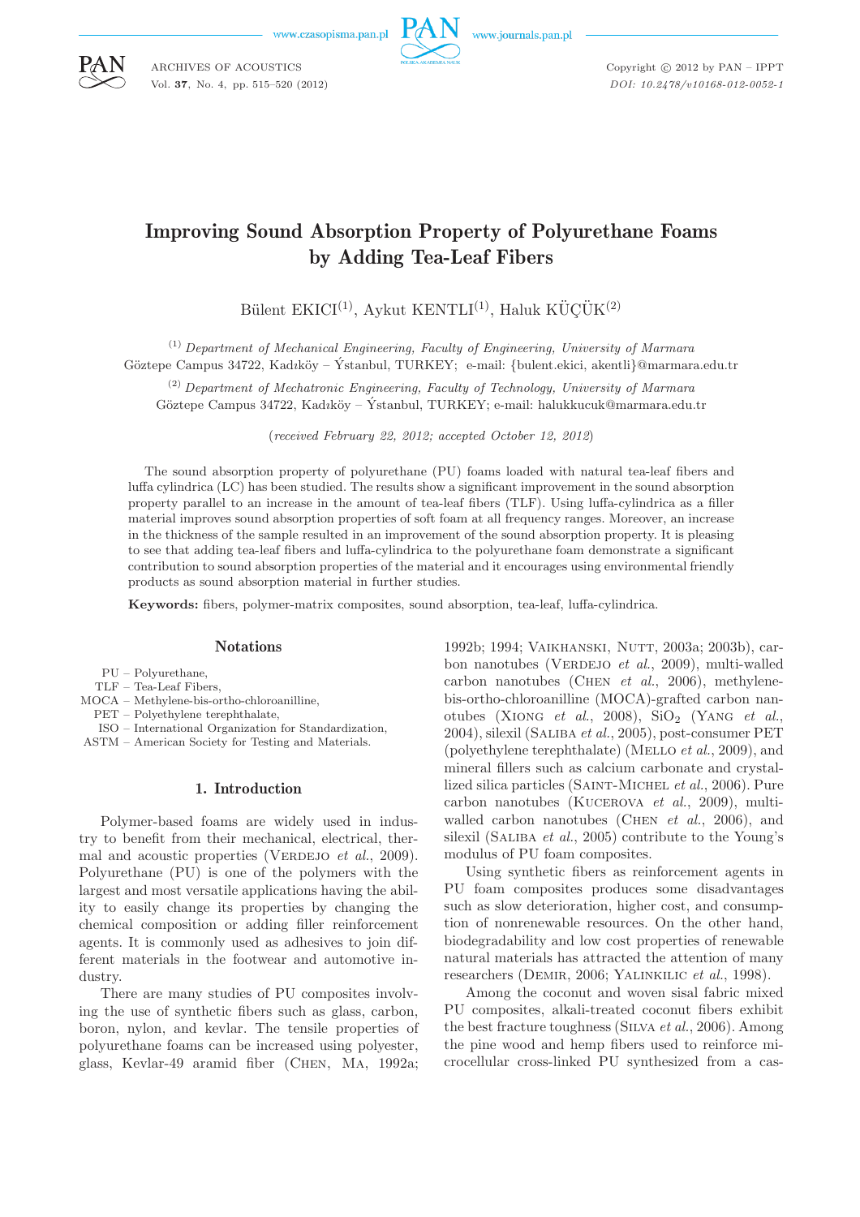# Improving Sound Absorption Property of Polyurethane Foams by Adding Tea-Leaf Fibers

Bülent EKICI[(1)], Aykut KENTLI[(1)], Haluk KÜÇÜK[(2)]

[(1)] *Department of Mechanical Engineering, Faculty of Engineering, University of Marmara*
Göztepe Campus 34722, Kadıköy – Ýstanbul, TURKEY; e-mail: {bulent.ekici, akentli}@marmara.edu.tr

[(2)] *Department of Mechatronic Engineering, Faculty of Technology, University of Marmara*
Göztepe Campus 34722, Kadıköy – Ýstanbul, TURKEY; e-mail: halukkucuk@marmara.edu.tr

(*received February 22, 2012; accepted October 12, 2012*)

The sound absorption property of polyurethane (PU) foams loaded with natural tea-leaf fibers and luffa cylindrica (LC) has been studied. The results show a significant improvement in the sound absorption property parallel to an increase in the amount of tea-leaf fibers (TLF). Using luffa-cylindrica as a filler material improves sound absorption properties of soft foam at all frequency ranges. Moreover, an increase in the thickness of the sample resulted in an improvement of the sound absorption property. It is pleasing to see that adding tea-leaf fibers and luffa-cylindrica to the polyurethane foam demonstrate a significant contribution to sound absorption properties of the material and it encourages using environmental friendly products as sound absorption material in further studies.

**Keywords:** fibers, polymer-matrix composites, sound absorption, tea-leaf, luffa-cylindrica.

## Notations

PU – Polyurethane,
TLF – Tea-Leaf Fibers,
MOCA – Methylene-bis-ortho-chloroanilline,
PET – Polyethylene terephthalate,
ISO – International Organization for Standardization,
ASTM – American Society for Testing and Materials.

## 1. Introduction

Polymer-based foams are widely used in industry to benefit from their mechanical, electrical, thermal and acoustic properties (Verdejo *et al.*, 2009). Polyurethane (PU) is one of the polymers with the largest and most versatile applications having the ability to easily change its properties by changing the chemical composition or adding filler reinforcement agents. It is commonly used as adhesives to join different materials in the footwear and automotive industry.

There are many studies of PU composites involving the use of synthetic fibers such as glass, carbon, boron, nylon, and kevlar. The tensile properties of polyurethane foams can be increased using polyester, glass, Kevlar-49 aramid fiber (Chen, Ma, 1992a; 1992b; 1994; Vaikhanski, Nutt, 2003a; 2003b), carbon nanotubes (Verdejo *et al.*, 2009), multi-walled carbon nanotubes (Chen *et al.*, 2006), methylene-bis-ortho-chloroanilline (MOCA)-grafted carbon nanotubes (Xiong *et al.*, 2008), $SiO_2$ (Yang *et al.*, 2004), silexil (Saliba *et al.*, 2005), post-consumer PET (polyethylene terephthalate) (Mello *et al.*, 2009), and mineral fillers such as calcium carbonate and crystallized silica particles (Saint-Michel *et al.*, 2006). Pure carbon nanotubes (Kucerova *et al.*, 2009), multi-walled carbon nanotubes (Chen *et al.*, 2006), and silexil (Saliba *et al.*, 2005) contribute to the Young's modulus of PU foam composites.

Using synthetic fibers as reinforcement agents in PU foam composites produces some disadvantages such as slow deterioration, higher cost, and consumption of nonrenewable resources. On the other hand, biodegradability and low cost properties of renewable natural materials has attracted the attention of many researchers (Demir, 2006; Yalinkilic *et al.*, 1998).

Among the coconut and woven sisal fabric mixed PU composites, alkali-treated coconut fibers exhibit the best fracture toughness (Silva *et al.*, 2006). Among the pine wood and hemp fibers used to reinforce microcellular cross-linked PU synthesized from a cas-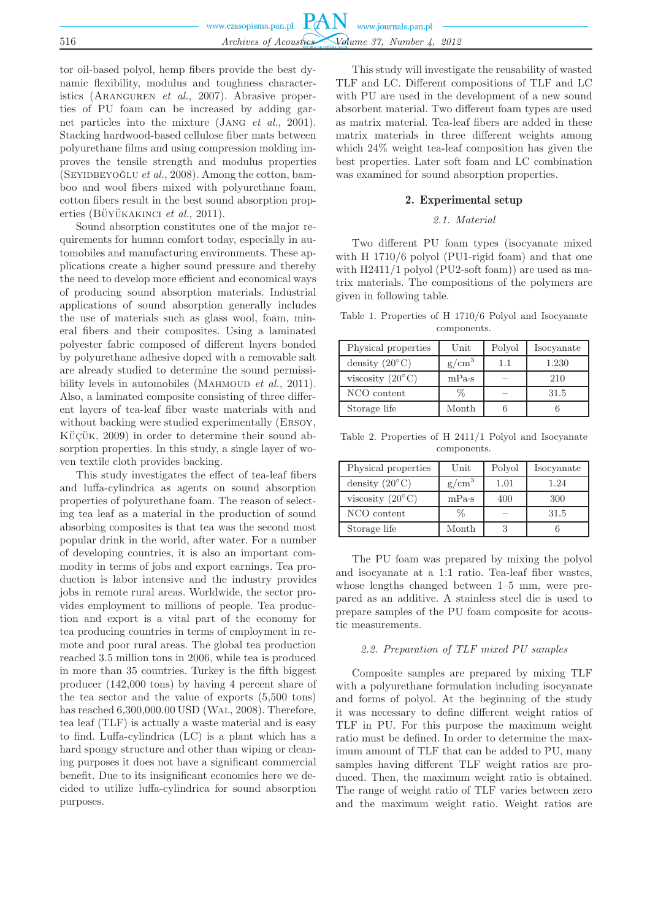tor oil-based polyol, hemp fibers provide the best dynamic flexibility, modulus and toughness characteristics (Aranguren *et al.*, 2007). Abrasive properties of PU foam can be increased by adding garnet particles into the mixture (Jang *et al.*, 2001). Stacking hardwood-based cellulose fiber mats between polyurethane films and using compression molding improves the tensile strength and modulus properties (Seyidbeyoğlu *et al.*, 2008). Among the cotton, bamboo and wool fibers mixed with polyurethane foam, cotton fibers result in the best sound absorption properties (Büyükakinci *et al.*, 2011).

Sound absorption constitutes one of the major requirements for human comfort today, especially in automobiles and manufacturing environments. These applications create a higher sound pressure and thereby the need to develop more efficient and economical ways of producing sound absorption materials. Industrial applications of sound absorption generally includes the use of materials such as glass wool, foam, mineral fibers and their composites. Using a laminated polyester fabric composed of different layers bonded by polyurethane adhesive doped with a removable salt are already studied to determine the sound permissibility levels in automobiles (Mahmoud *et al.*, 2011). Also, a laminated composite consisting of three different layers of tea-leaf fiber waste materials with and without backing were studied experimentally (Ersoy, Küçük, 2009) in order to determine their sound absorption properties. In this study, a single layer of woven textile cloth provides backing.

This study investigates the effect of tea-leaf fibers and luffa-cylindrica as agents on sound absorption properties of polyurethane foam. The reason of selecting tea leaf as a material in the production of sound absorbing composites is that tea was the second most popular drink in the world, after water. For a number of developing countries, it is also an important commodity in terms of jobs and export earnings. Tea production is labor intensive and the industry provides jobs in remote rural areas. Worldwide, the sector provides employment to millions of people. Tea production and export is a vital part of the economy for tea producing countries in terms of employment in remote and poor rural areas. The global tea production reached 3.5 million tons in 2006, while tea is produced in more than 35 countries. Turkey is the fifth biggest producer (142,000 tons) by having 4 percent share of the tea sector and the value of exports (5,500 tons) has reached 6,300,000.00 USD (Wal, 2008). Therefore, tea leaf (TLF) is actually a waste material and is easy to find. Luffa-cylindrica (LC) is a plant which has a hard spongy structure and other than wiping or cleaning purposes it does not have a significant commercial benefit. Due to its insignificant economics here we decided to utilize luffa-cylindrica for sound absorption purposes.

This study will investigate the reusability of wasted TLF and LC. Different compositions of TLF and LC with PU are used in the development of a new sound absorbent material. Two different foam types are used as matrix material. Tea-leaf fibers are added in these matrix materials in three different weights among which 24% weight tea-leaf composition has given the best properties. Later soft foam and LC combination was examined for sound absorption properties.

## 2. Experimental setup

### 2.1. Material

Two different PU foam types (isocyanate mixed with H 1710/6 polyol (PU1-rigid foam) and that one with H2411/1 polyol (PU2-soft foam)) are used as matrix materials. The compositions of the polymers are given in following table.

Table 1. Properties of H 1710/6 Polyol and Isocyanate components.

| Physical properties | Unit | Polyol | Isocyanate |
|---|---|---|---|
| density (20°C) | g/cm$^3$ | 1.1 | 1.230 |
| viscosity (20°C) | mPa·s | – | 210 |
| NCO content | % | – | 31.5 |
| Storage life | Month | 6 | 6 |

Table 2. Properties of H 2411/1 Polyol and Isocyanate components.

| Physical properties | Unit | Polyol | Isocyanate |
|---|---|---|---|
| density (20°C) | g/cm$^3$ | 1.01 | 1.24 |
| viscosity (20°C) | mPa·s | 400 | 300 |
| NCO content | % | – | 31.5 |
| Storage life | Month | 3 | 6 |

The PU foam was prepared by mixing the polyol and isocyanate at a 1:1 ratio. Tea-leaf fiber wastes, whose lengths changed between 1–5 mm, were prepared as an additive. A stainless steel die is used to prepare samples of the PU foam composite for acoustic measurements.

### 2.2. Preparation of TLF mixed PU samples

Composite samples are prepared by mixing TLF with a polyurethane formulation including isocyanate and forms of polyol. At the beginning of the study it was necessary to define different weight ratios of TLF in PU. For this purpose the maximum weight ratio must be defined. In order to determine the maximum amount of TLF that can be added to PU, many samples having different TLF weight ratios are produced. Then, the maximum weight ratio is obtained. The range of weight ratio of TLF varies between zero and the maximum weight ratio. Weight ratios are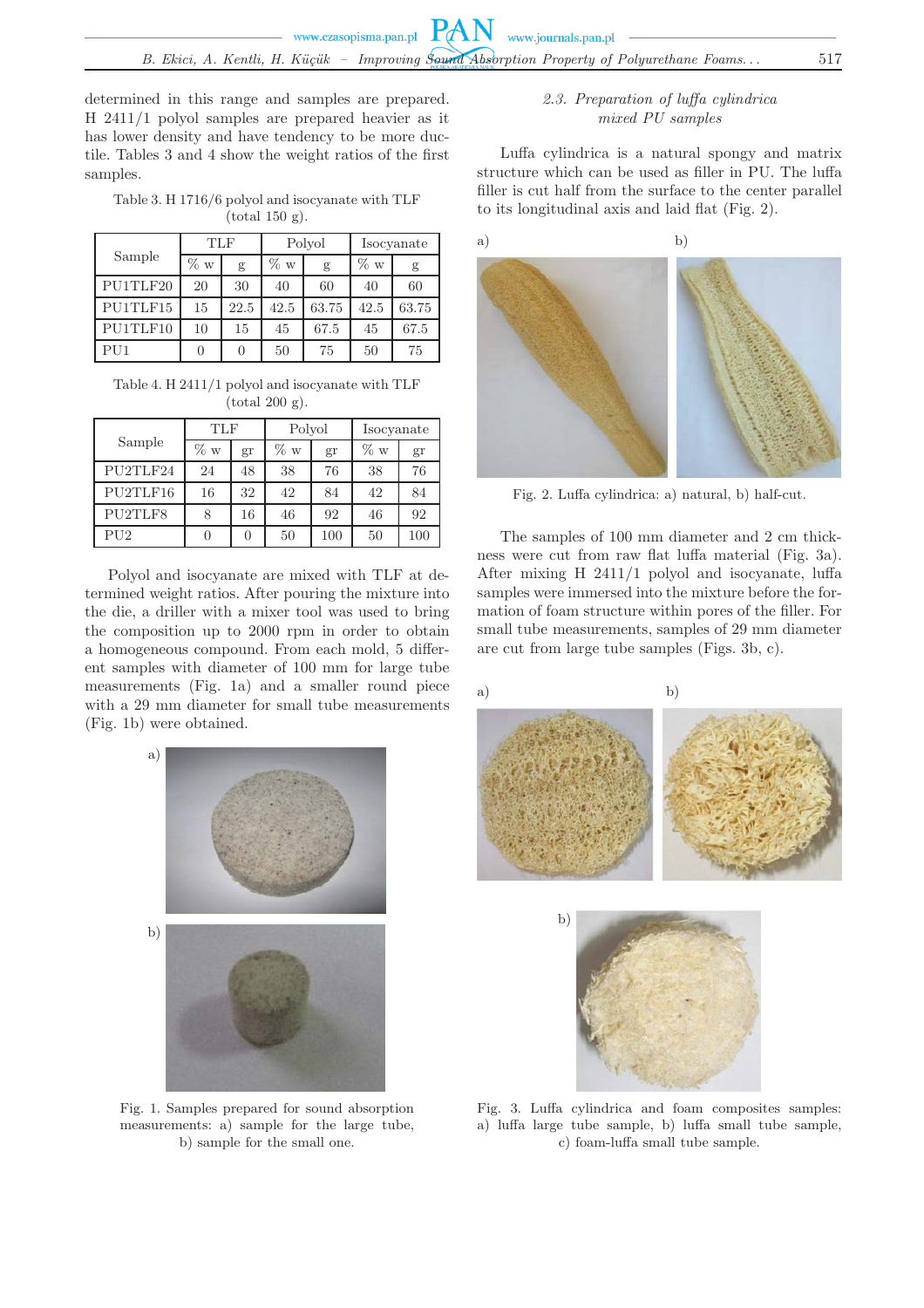determined in this range and samples are prepared. H 2411/1 polyol samples are prepared heavier as it has lower density and have tendency to be more ductile. Tables 3 and 4 show the weight ratios of the first samples.

Table 3. H 1716/6 polyol and isocyanate with TLF (total 150 g).

| Sample | TLF | | Polyol | | Isocyanate | |
|---|---|---|---|---|---|---|
| | % w | g | % w | g | % w | g |
| PU1TLF20 | 20 | 30 | 40 | 60 | 40 | 60 |
| PU1TLF15 | 15 | 22.5 | 42.5 | 63.75 | 42.5 | 63.75 |
| PU1TLF10 | 10 | 15 | 45 | 67.5 | 45 | 67.5 |
| PU1 | 0 | 0 | 50 | 75 | 50 | 75 |

Table 4. H 2411/1 polyol and isocyanate with TLF (total 200 g).

| Sample | TLF | | Polyol | | Isocyanate | |
|---|---|---|---|---|---|---|
| | % w | gr | % w | gr | % w | gr |
| PU2TLF24 | 24 | 48 | 38 | 76 | 38 | 76 |
| PU2TLF16 | 16 | 32 | 42 | 84 | 42 | 84 |
| PU2TLF8 | 8 | 16 | 46 | 92 | 46 | 92 |
| PU2 | 0 | 0 | 50 | 100 | 50 | 100 |

Polyol and isocyanate are mixed with TLF at determined weight ratios. After pouring the mixture into the die, a driller with a mixer tool was used to bring the composition up to 2000 rpm in order to obtain a homogeneous compound. From each mold, 5 different samples with diameter of 100 mm for large tube measurements (Fig. 1a) and a smaller round piece with a 29 mm diameter for small tube measurements (Fig. 1b) were obtained.

Fig. 1. Samples prepared for sound absorption measurements: a) sample for the large tube, b) sample for the small one.

### *2.3. Preparation of luffa cylindrica mixed PU samples*

Luffa cylindrica is a natural spongy and matrix structure which can be used as filler in PU. The luffa filler is cut half from the surface to the center parallel to its longitudinal axis and laid flat (Fig. 2).

Fig. 2. Luffa cylindrica: a) natural, b) half-cut.

The samples of 100 mm diameter and 2 cm thickness were cut from raw flat luffa material (Fig. 3a). After mixing H 2411/1 polyol and isocyanate, luffa samples were immersed into the mixture before the formation of foam structure within pores of the filler. For small tube measurements, samples of 29 mm diameter are cut from large tube samples (Figs. 3b, c).

Fig. 3. Luffa cylindrica and foam composites samples: a) luffa large tube sample, b) luffa small tube sample, c) foam-luffa small tube sample.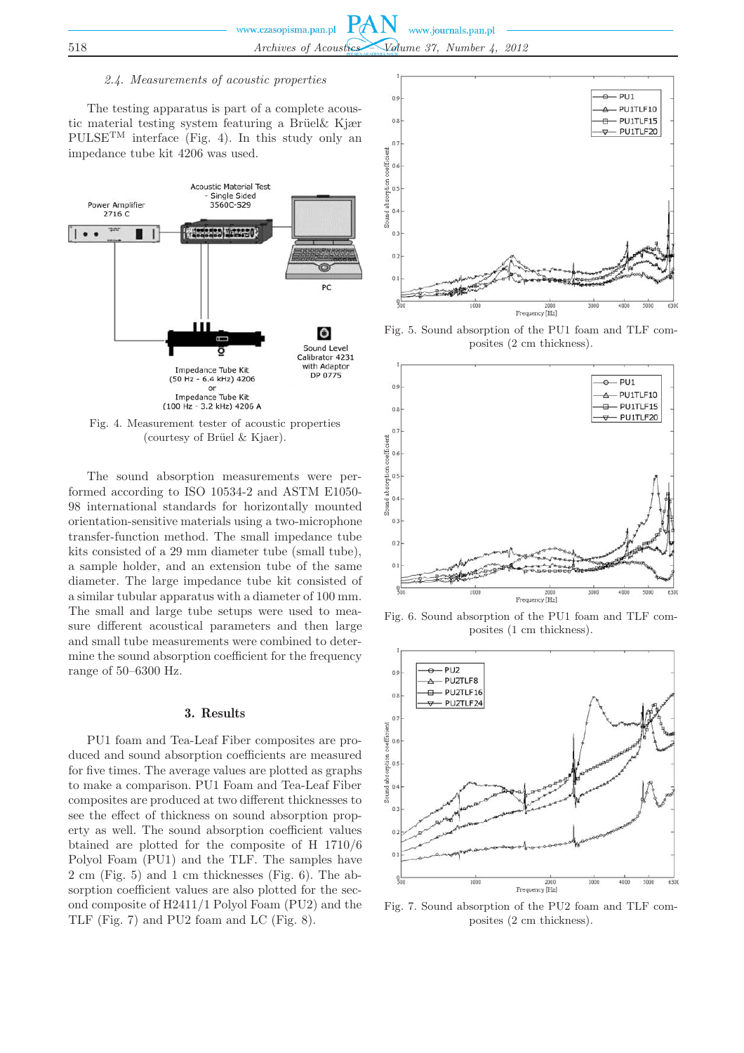### 2.4. Measurements of acoustic properties

The testing apparatus is part of a complete acoustic material testing system featuring a Brüel& Kjær PULSE$^{TM}$ interface (Fig. 4). In this study only an impedance tube kit 4206 was used.

Fig. 4. Measurement tester of acoustic properties (courtesy of Brüel & Kjaer).

The sound absorption measurements were performed according to ISO 10534-2 and ASTM E1050-98 international standards for horizontally mounted orientation-sensitive materials using a two-microphone transfer-function method. The small impedance tube kits consisted of a 29 mm diameter tube (small tube), a sample holder, and an extension tube of the same diameter. The large impedance tube kit consisted of a similar tubular apparatus with a diameter of 100 mm. The small and large tube setups were used to measure different acoustical parameters and then large and small tube measurements were combined to determine the sound absorption coefficient for the frequency range of 50–6300 Hz.

## 3. Results

PU1 foam and Tea-Leaf Fiber composites are produced and sound absorption coefficients are measured for five times. The average values are plotted as graphs to make a comparison. PU1 Foam and Tea-Leaf Fiber composites are produced at two different thicknesses to see the effect of thickness on sound absorption property as well. The sound absorption coefficient values btained are plotted for the composite of H 1710/6 Polyol Foam (PU1) and the TLF. The samples have 2 cm (Fig. 5) and 1 cm thicknesses (Fig. 6). The absorption coefficient values are also plotted for the second composite of H2411/1 Polyol Foam (PU2) and the TLF (Fig. 7) and PU2 foam and LC (Fig. 8).

Fig. 5. Sound absorption of the PU1 foam and TLF composites (2 cm thickness).

Fig. 6. Sound absorption of the PU1 foam and TLF composites (1 cm thickness).

Fig. 7. Sound absorption of the PU2 foam and TLF composites (2 cm thickness).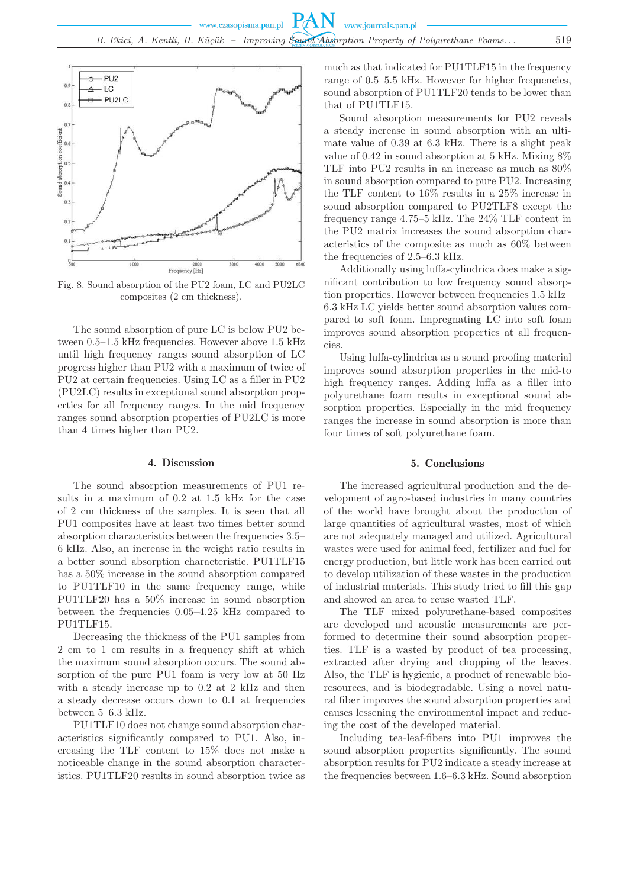Fig. 8. Sound absorption of the PU2 foam, LC and PU2LC composites (2 cm thickness).

The sound absorption of pure LC is below PU2 between 0.5–1.5 kHz frequencies. However above 1.5 kHz until high frequency ranges sound absorption of LC progress higher than PU2 with a maximum of twice of PU2 at certain frequencies. Using LC as a filler in PU2 (PU2LC) results in exceptional sound absorption properties for all frequency ranges. In the mid frequency ranges sound absorption properties of PU2LC is more than 4 times higher than PU2.

## 4. Discussion

The sound absorption measurements of PU1 results in a maximum of 0.2 at 1.5 kHz for the case of 2 cm thickness of the samples. It is seen that all PU1 composites have at least two times better sound absorption characteristics between the frequencies 3.5–6 kHz. Also, an increase in the weight ratio results in a better sound absorption characteristic. PU1TLF15 has a 50% increase in the sound absorption compared to PU1TLF10 in the same frequency range, while PU1TLF20 has a 50% increase in sound absorption between the frequencies 0.05–4.25 kHz compared to PU1TLF15.

Decreasing the thickness of the PU1 samples from 2 cm to 1 cm results in a frequency shift at which the maximum sound absorption occurs. The sound absorption of the pure PU1 foam is very low at 50 Hz with a steady increase up to 0.2 at 2 kHz and then a steady decrease occurs down to 0.1 at frequencies between 5–6.3 kHz.

PU1TLF10 does not change sound absorption characteristics significantly compared to PU1. Also, increasing the TLF content to 15% does not make a noticeable change in the sound absorption characteristics. PU1TLF20 results in sound absorption twice as much as that indicated for PU1TLF15 in the frequency range of 0.5–5.5 kHz. However for higher frequencies, sound absorption of PU1TLF20 tends to be lower than that of PU1TLF15.

Sound absorption measurements for PU2 reveals a steady increase in sound absorption with an ultimate value of 0.39 at 6.3 kHz. There is a slight peak value of 0.42 in sound absorption at 5 kHz. Mixing 8% TLF into PU2 results in an increase as much as 80% in sound absorption compared to pure PU2. Increasing the TLF content to 16% results in a 25% increase in sound absorption compared to PU2TLF8 except the frequency range 4.75–5 kHz. The 24% TLF content in the PU2 matrix increases the sound absorption characteristics of the composite as much as 60% between the frequencies of 2.5–6.3 kHz.

Additionally using luffa-cylindrica does make a significant contribution to low frequency sound absorption properties. However between frequencies 1.5 kHz–6.3 kHz LC yields better sound absorption values compared to soft foam. Impregnating LC into soft foam improves sound absorption properties at all frequencies.

Using luffa-cylindrica as a sound proofing material improves sound absorption properties in the mid-to high frequency ranges. Adding luffa as a filler into polyurethane foam results in exceptional sound absorption properties. Especially in the mid frequency ranges the increase in sound absorption is more than four times of soft polyurethane foam.

## 5. Conclusions

The increased agricultural production and the development of agro-based industries in many countries of the world have brought about the production of large quantities of agricultural wastes, most of which are not adequately managed and utilized. Agricultural wastes were used for animal feed, fertilizer and fuel for energy production, but little work has been carried out to develop utilization of these wastes in the production of industrial materials. This study tried to fill this gap and showed an area to reuse wasted TLF.

The TLF mixed polyurethane-based composites are developed and acoustic measurements are performed to determine their sound absorption properties. TLF is a wasted by product of tea processing, extracted after drying and chopping of the leaves. Also, the TLF is hygienic, a product of renewable bio-resources, and is biodegradable. Using a novel natural fiber improves the sound absorption properties and causes lessening the environmental impact and reducing the cost of the developed material.

Including tea-leaf-fibers into PU1 improves the sound absorption properties significantly. The sound absorption results for PU2 indicate a steady increase at the frequencies between 1.6–6.3 kHz. Sound absorption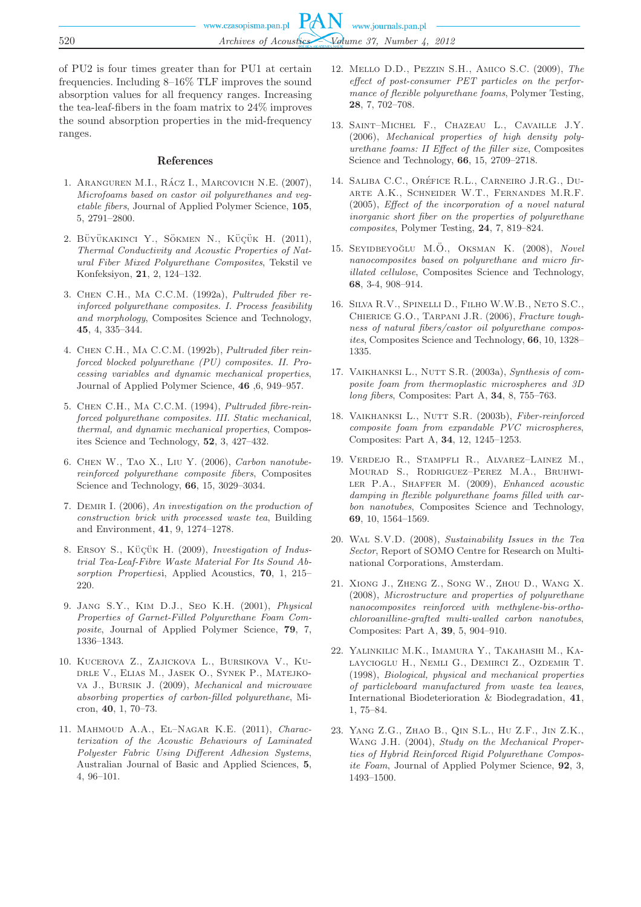of PU2 is four times greater than for PU1 at certain frequencies. Including 8–16% TLF improves the sound absorption values for all frequency ranges. Increasing the tea-leaf-fibers in the foam matrix to 24% improves the sound absorption properties in the mid-frequency ranges.

## References

1. Aranguren M.I., Rácz I., Marcovich N.E. (2007), *Microfoams based on castor oil polyurethanes and vegetable fibers*, Journal of Applied Polymer Science, **105**, 5, 2791–2800.
2. Büyükakinci Y., Sökmen N., Küçük H. (2011), *Thermal Conductivity and Acoustic Properties of Natural Fiber Mixed Polyurethane Composites*, Tekstil ve Konfeksiyon, **21**, 2, 124–132.
3. Chen C.H., Ma C.C.M. (1992a), *Pultruded fiber reinforced polyurethane composites. I. Process feasibility and morphology*, Composites Science and Technology, **45**, 4, 335–344.
4. Chen C.H., Ma C.C.M. (1992b), *Pultruded fiber reinforced blocked polyurethane (PU) composites. II. Processing variables and dynamic mechanical properties*, Journal of Applied Polymer Science, **46** ,6, 949–957.
5. Chen C.H., Ma C.C.M. (1994), *Pultruded fibre-reinforced polyurethane composites. III. Static mechanical, thermal, and dynamic mechanical properties*, Composites Science and Technology, **52**, 3, 427–432.
6. Chen W., Tao X., Liu Y. (2006), *Carbon nanotube-reinforced polyurethane composite fibers*, Composites Science and Technology, **66**, 15, 3029–3034.
7. Demir I. (2006), *An investigation on the production of construction brick with processed waste tea*, Building and Environment, **41**, 9, 1274–1278.
8. Ersoy S., Küçük H. (2009), *Investigation of Industrial Tea-Leaf-Fibre Waste Material For Its Sound Absorption Propertiesi*, Applied Acoustics, **70**, 1, 215–220.
9. Jang S.Y., Kim D.J., Seo K.H. (2001), *Physical Properties of Garnet-Filled Polyurethane Foam Composite*, Journal of Applied Polymer Science, **79**, 7, 1336–1343.
10. Kucerova Z., Zajickova L., Bursikova V., Kudrle V., Elias M., Jasek O., Synek P., Matejkova J., Bursik J. (2009), *Mechanical and microwave absorbing properties of carbon-filled polyurethane*, Micron, **40**, 1, 70–73.
11. Mahmoud A.A., El–Nagar K.E. (2011), *Characterization of the Acoustic Behaviours of Laminated Polyester Fabric Using Different Adhesion Systems*, Australian Journal of Basic and Applied Sciences, **5**, 4, 96–101.
12. Mello D.D., Pezzin S.H., Amico S.C. (2009), *The effect of post-consumer PET particles on the performance of flexible polyurethane foams*, Polymer Testing, **28**, 7, 702–708.
13. Saint–Michel F., Chazeau L., Cavaille J.Y. (2006), *Mechanical properties of high density polyurethane foams: II Effect of the filler size*, Composites Science and Technology, **66**, 15, 2709–2718.
14. Saliba C.C., Oréfice R.L., Carneiro J.R.G., Duarte A.K., Schneider W.T., Fernandes M.R.F. (2005), *Effect of the incorporation of a novel natural inorganic short fiber on the properties of polyurethane composites*, Polymer Testing, **24**, 7, 819–824.
15. Seyidbeyoğlu M.Ö., Oksman K. (2008), *Novel nanocomposites based on polyurethane and micro firillated cellulose*, Composites Science and Technology, **68**, 3-4, 908–914.
16. Silva R.V., Spinelli D., Filho W.W.B., Neto S.C., Chierice G.O., Tarpani J.R. (2006), *Fracture toughness of natural fibers/castor oil polyurethane composites*, Composites Science and Technology, **66**, 10, 1328–1335.
17. Vaikhanksi L., Nutt S.R. (2003a), *Synthesis of composite foam from thermoplastic microspheres and 3D long fibers*, Composites: Part A, **34**, 8, 755–763.
18. Vaikhanksi L., Nutt S.R. (2003b), *Fiber-reinforced composite foam from expandable PVC microspheres*, Composites: Part A, **34**, 12, 1245–1253.
19. Verdejo R., Stampfli R., Alvarez–Lainez M., Mourad S., Rodriguez–Perez M.A., Bruhwiler P.A., Shaffer M. (2009), *Enhanced acoustic damping in flexible polyurethane foams filled with carbon nanotubes*, Composites Science and Technology, **69**, 10, 1564–1569.
20. Wal S.V.D. (2008), *Sustainability Issues in the Tea Sector*, Report of SOMO Centre for Research on Multinational Corporations, Amsterdam.
21. Xiong J., Zheng Z., Song W., Zhou D., Wang X. (2008), *Microstructure and properties of polyurethane nanocomposites reinforced with methylene-bis-ortho-chloroanilline-grafted multi-walled carbon nanotubes*, Composites: Part A, **39**, 5, 904–910.
22. Yalinkilic M.K., Imamura Y., Takahashi M., Kalaycioglu H., Nemli G., Demirci Z., Ozdemir T. (1998), *Biological, physical and mechanical properties of particleboard manufactured from waste tea leaves*, International Biodeterioration & Biodegradation, **41**, 1, 75–84.
23. Yang Z.G., Zhao B., Qin S.L., Hu Z.F., Jin Z.K., Wang J.H. (2004), *Study on the Mechanical Properties of Hybrid Reinforced Rigid Polyurethane Composite Foam*, Journal of Applied Polymer Science, **92**, 3, 1493–1500.